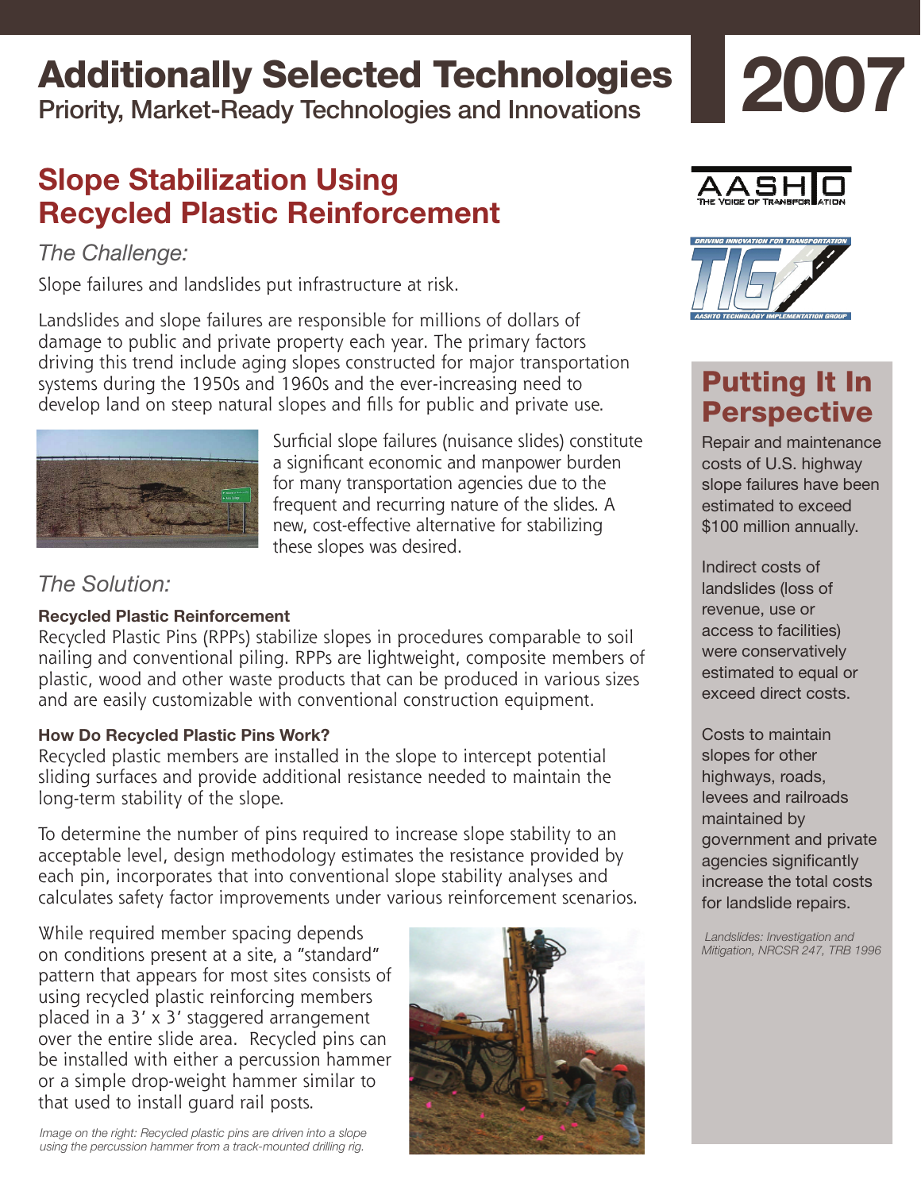# Additionally Selected Technologies

Priority, Market-Ready Technologies and Innovations

2007

## Slope Stabilization Using Recycled Plastic Reinforcement

### *The Challenge:*

Slope failures and landslides put infrastructure at risk.

Landslides and slope failures are responsible for millions of dollars of damage to public and private property each year. The primary factors driving this trend include aging slopes constructed for major transportation systems during the 1950s and 1960s and the ever-increasing need to develop land on steep natural slopes and fills for public and private use.

Surficial slope failures (nuisance slides) constitute a significant economic and manpower burden for many transportation agencies due to the frequent and recurring nature of the slides. A new, cost-effective alternative for stabilizing these slopes was desired.

### *The Solution:*

**Recycled Plastic Reinforcement**

Recycled Plastic Pins (RPPs) stabilize slopes in procedures comparable to soil nailing and conventional piling. RPPs are lightweight, composite members of plastic, wood and other waste products that can be produced in various sizes and are easily customizable with conventional construction equipment.

**How Do Recycled Plastic Pins Work?**

Recycled plastic members are installed in the slope to intercept potential sliding surfaces and provide additional resistance needed to maintain the long-term stability of the slope.

To determine the number of pins required to increase slope stability to an acceptable level, design methodology estimates the resistance provided by each pin, incorporates that into conventional slope stability analyses and calculates safety factor improvements under various reinforcement scenarios.

While required member spacing depends on conditions present at a site, a "standard" pattern that appears for most sites consists of using recycled plastic reinforcing members placed in a 3' x 3' staggered arrangement over the entire slide area. Recycled pins can be installed with either a percussion hammer or a simple drop-weight hammer similar to that used to install guard rail posts.

*Image on the right: Recycled plastic pins are driven into a slope using the percussion hammer from a track-mounted drilling rig.*

## Putting It In Perspective

Repair and maintenance costs of U.S. highway slope failures have been estimated to exceed $100 million annually.

Indirect costs of landslides (loss of revenue, use or access to facilities) were conservatively estimated to equal or exceed direct costs.

Costs to maintain slopes for other highways, roads, levees and railroads maintained by government and private agencies significantly increase the total costs for landslide repairs.

*Landslides: Investigation and Mitigation, NRCSR 247, TRB 1996*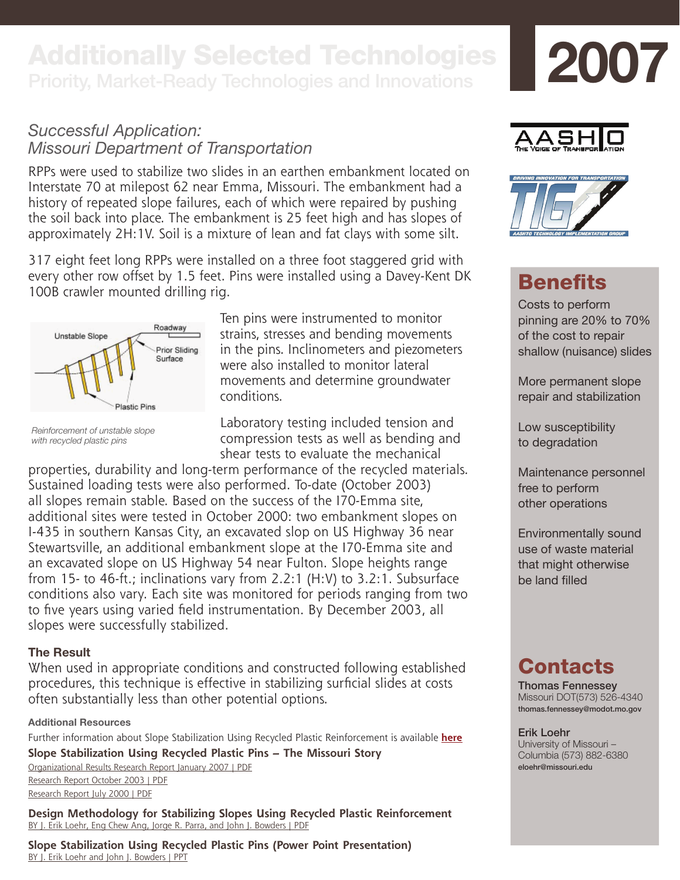# Additionally Selected Technologies

Priority, Market-Ready Technologies and Innovations

2007

## *Successful Application: Missouri Department of Transportation*

RPPs were used to stabilize two slides in an earthen embankment located on Interstate 70 at milepost 62 near Emma, Missouri. The embankment had a history of repeated slope failures, each of which were repaired by pushing the soil back into place. The embankment is 25 feet high and has slopes of approximately 2H:1V. Soil is a mixture of lean and fat clays with some silt.

317 eight feet long RPPs were installed on a three foot staggered grid with every other row offset by 1.5 feet. Pins were installed using a Davey-Kent DK 100B crawler mounted drilling rig.

Unstable Slope

Roadway

Prior Sliding Surface

Plastic Pins

*Reinforcement of unstable slope with recycled plastic pins*

Ten pins were instrumented to monitor strains, stresses and bending movements in the pins. Inclinometers and piezometers were also installed to monitor lateral movements and determine groundwater conditions.

Laboratory testing included tension and compression tests as well as bending and shear tests to evaluate the mechanical properties, durability and long-term performance of the recycled materials. Sustained loading tests were also performed. To-date (October 2003) all slopes remain stable. Based on the success of the I70-Emma site, additional sites were tested in October 2000: two embankment slopes on I-435 in southern Kansas City, an excavated slop on US Highway 36 near Stewartsville, an additional embankment slope at the I70-Emma site and an excavated slope on US Highway 54 near Fulton. Slope heights range from 15- to 46-ft.; inclinations vary from 2.2:1 (H:V) to 3.2:1. Subsurface conditions also vary. Each site was monitored for periods ranging from two to five years using varied field instrumentation. By December 2003, all slopes were successfully stabilized.

### The Result

When used in appropriate conditions and constructed following established procedures, this technique is effective in stabilizing surficial slides at costs often substantially less than other potential options.

#### Additional Resources

Further information about Slope Stabilization Using Recycled Plastic Reinforcement is available **here**

**Slope Stabilization Using Recycled Plastic Pins – The Missouri Story**

Organizational Results Research Report January 2007 | PDF

Research Report October 2003 | PDF

Research Report July 2000 | PDF

**Design Methodology for Stabilizing Slopes Using Recycled Plastic Reinforcement**

BY J. Erik Loehr, Eng Chew Ang, Jorge R. Parra, and John J. Bowders | PDF

**Slope Stabilization Using Recycled Plastic Pins (Power Point Presentation)**

BY J. Erik Loehr and John J. Bowders | PPT

AASHTO — The Voice of Transportation

Driving Innovation for Transportation — TIG — AASHTO Technology Implementation Group

## Benefits

Costs to perform pinning are 20% to 70% of the cost to repair shallow (nuisance) slides

More permanent slope repair and stabilization

Low susceptibility to degradation

Maintenance personnel free to perform other operations

Environmentally sound use of waste material that might otherwise be land filled

## Contacts

**Thomas Fennessey**
Missouri DOT(573) 526-4340
thomas.fennessey@modot.mo.gov

**Erik Loehr**
University of Missouri – Columbia (573) 882-6380
eloehr@missouri.edu